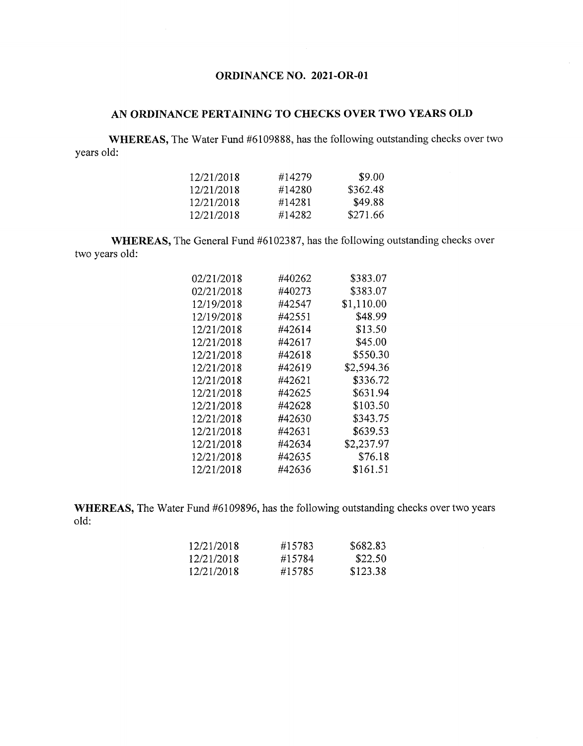## ORDINANCE NO. 2021-OR-01

### AN ORDINANCE PERTAINING TO CHECKS OVER TWO YEARS OLD

**WHEREAS,** The Water Fund #6109888, has the following outstanding checks over two years old:

| | | |
|---|---|---|
| 12/21/2018 | #14279 | $9.00 |
| 12/21/2018 | #14280 | $362.48 |
| 12/21/2018 | #14281 | $49.88 |
| 12/21/2018 | #14282 | $271.66 |

**WHEREAS,** The General Fund #6102387, has the following outstanding checks over two years old:

| | | |
|---|---|---|
| 02/21/2018 | #40262 | $383.07 |
| 02/21/2018 | #40273 | $383.07 |
| 12/19/2018 | #42547 | $1,110.00 |
| 12/19/2018 | #42551 | $48.99 |
| 12/21/2018 | #42614 | $13.50 |
| 12/21/2018 | #42617 | $45.00 |
| 12/21/2018 | #42618 | $550.30 |
| 12/21/2018 | #42619 | $2,594.36 |
| 12/21/2018 | #42621 | $336.72 |
| 12/21/2018 | #42625 | $631.94 |
| 12/21/2018 | #42628 | $103.50 |
| 12/21/2018 | #42630 | $343.75 |
| 12/21/2018 | #42631 | $639.53 |
| 12/21/2018 | #42634 | $2,237.97 |
| 12/21/2018 | #42635 | $76.18 |
| 12/21/2018 | #42636 | $161.51 |

**WHEREAS,** The Water Fund #6109896, has the following outstanding checks over two years old:

| | | |
|---|---|---|
| 12/21/2018 | #15783 | $682.83 |
| 12/21/2018 | #15784 | $22.50 |
| 12/21/2018 | #15785 | $123.38 |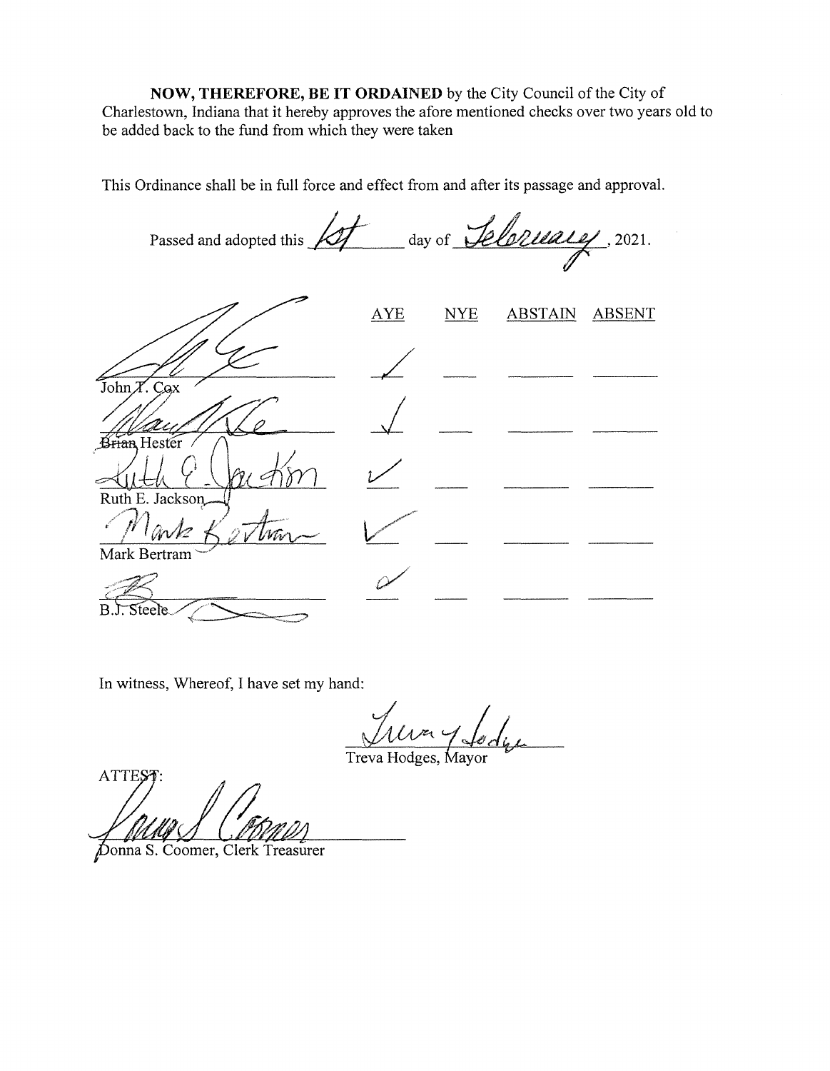**NOW, THEREFORE, BE IT ORDAINED** by the City Council of the City of Charlestown, Indiana that it hereby approves the afore mentioned checks over two years old to be added back to the fund from which they were taken

This Ordinance shall be in full force and effect from and after its passage and approval.

Passed and adopted this 1st day of February, 2021.

| | AYE | NYE | ABSTAIN | ABSENT |
|---|---|---|---|---|
| John T. Cox | ✓ | | | |
| Brian Hester | ✓ | | | |
| Ruth E. Jackson | ✓ | | | |
| Mark Bertram | ✓ | | | |
| B.J. Steele | ✓ | | | |

In witness, Whereof, I have set my hand:

Treva Hodges, Mayor

ATTEST:

Donna S. Coomer, Clerk Treasurer